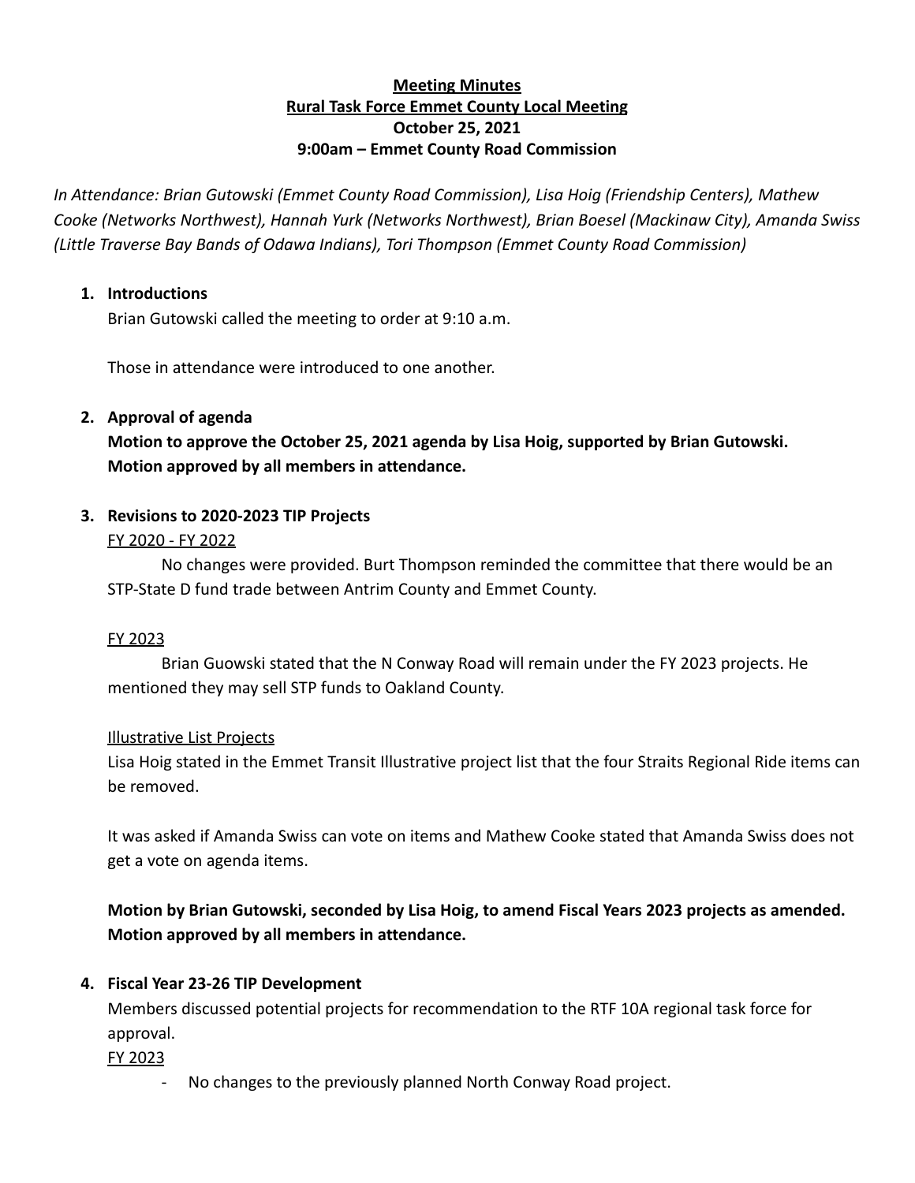**Meeting Minutes**
**Rural Task Force Emmet County Local Meeting**
**October 25, 2021**
**9:00am – Emmet County Road Commission**

*In Attendance: Brian Gutowski (Emmet County Road Commission), Lisa Hoig (Friendship Centers), Mathew Cooke (Networks Northwest), Hannah Yurk (Networks Northwest), Brian Boesel (Mackinaw City), Amanda Swiss (Little Traverse Bay Bands of Odawa Indians), Tori Thompson (Emmet County Road Commission)*

1. **Introductions**

   Brian Gutowski called the meeting to order at 9:10 a.m.

   Those in attendance were introduced to one another.

2. **Approval of agenda**

   **Motion to approve the October 25, 2021 agenda by Lisa Hoig, supported by Brian Gutowski. Motion approved by all members in attendance.**

3. **Revisions to 2020-2023 TIP Projects**

   FY 2020 - FY 2022

   No changes were provided. Burt Thompson reminded the committee that there would be an STP-State D fund trade between Antrim County and Emmet County.

   FY 2023

   Brian Guowski stated that the N Conway Road will remain under the FY 2023 projects. He mentioned they may sell STP funds to Oakland County.

   Illustrative List Projects

   Lisa Hoig stated in the Emmet Transit Illustrative project list that the four Straits Regional Ride items can be removed.

   It was asked if Amanda Swiss can vote on items and Mathew Cooke stated that Amanda Swiss does not get a vote on agenda items.

   **Motion by Brian Gutowski, seconded by Lisa Hoig, to amend Fiscal Years 2023 projects as amended. Motion approved by all members in attendance.**

4. **Fiscal Year 23-26 TIP Development**

   Members discussed potential projects for recommendation to the RTF 10A regional task force for approval.

   FY 2023

   - No changes to the previously planned North Conway Road project.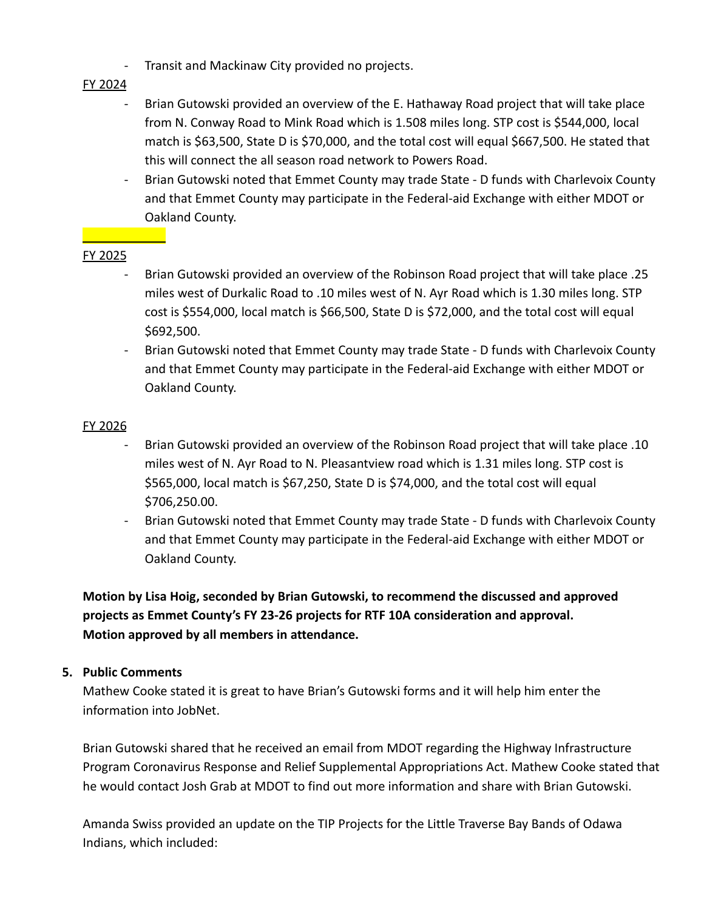- Transit and Mackinaw City provided no projects.

FY 2024

- Brian Gutowski provided an overview of the E. Hathaway Road project that will take place from N. Conway Road to Mink Road which is 1.508 miles long. STP cost is $544,000, local match is $63,500, State D is $70,000, and the total cost will equal $667,500. He stated that this will connect the all season road network to Powers Road.
- Brian Gutowski noted that Emmet County may trade State - D funds with Charlevoix County and that Emmet County may participate in the Federal-aid Exchange with either MDOT or Oakland County.

FY 2025

- Brian Gutowski provided an overview of the Robinson Road project that will take place .25 miles west of Durkalic Road to .10 miles west of N. Ayr Road which is 1.30 miles long. STP cost is $554,000, local match is $66,500, State D is $72,000, and the total cost will equal $692,500.
- Brian Gutowski noted that Emmet County may trade State - D funds with Charlevoix County and that Emmet County may participate in the Federal-aid Exchange with either MDOT or Oakland County.

FY 2026

- Brian Gutowski provided an overview of the Robinson Road project that will take place .10 miles west of N. Ayr Road to N. Pleasantview road which is 1.31 miles long. STP cost is $565,000, local match is $67,250, State D is $74,000, and the total cost will equal $706,250.00.
- Brian Gutowski noted that Emmet County may trade State - D funds with Charlevoix County and that Emmet County may participate in the Federal-aid Exchange with either MDOT or Oakland County.

**Motion by Lisa Hoig, seconded by Brian Gutowski, to recommend the discussed and approved projects as Emmet County's FY 23-26 projects for RTF 10A consideration and approval. Motion approved by all members in attendance.**

5. **Public Comments**

Mathew Cooke stated it is great to have Brian's Gutowski forms and it will help him enter the information into JobNet.

Brian Gutowski shared that he received an email from MDOT regarding the Highway Infrastructure Program Coronavirus Response and Relief Supplemental Appropriations Act. Mathew Cooke stated that he would contact Josh Grab at MDOT to find out more information and share with Brian Gutowski.

Amanda Swiss provided an update on the TIP Projects for the Little Traverse Bay Bands of Odawa Indians, which included: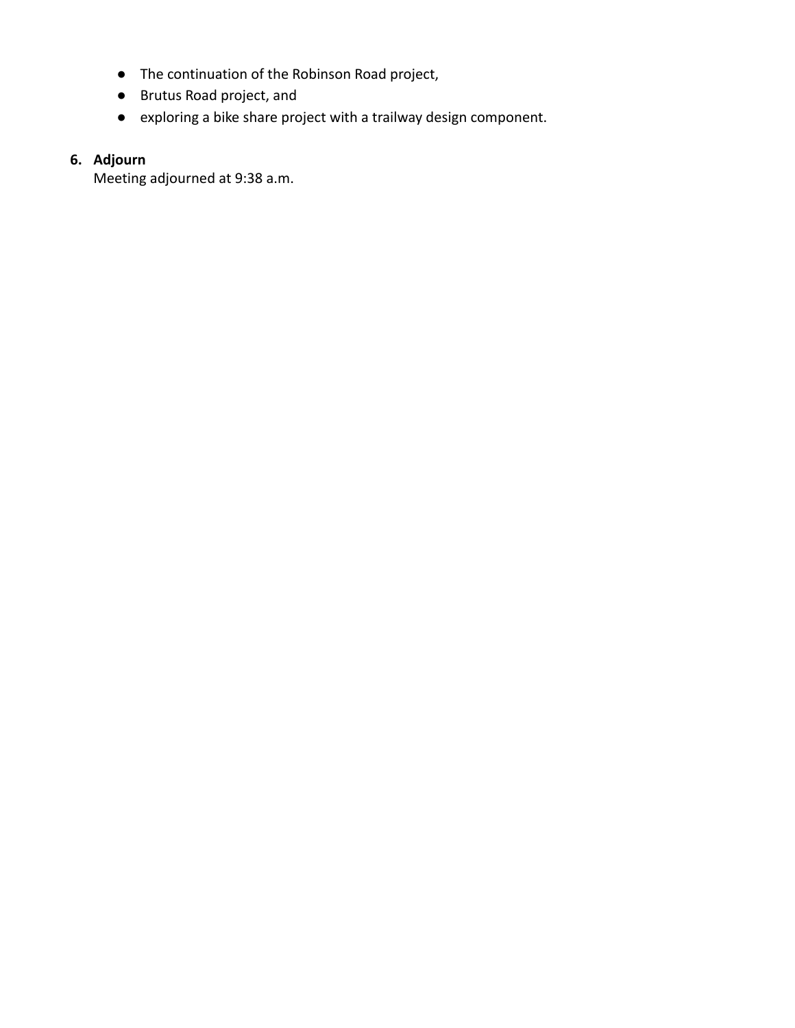- The continuation of the Robinson Road project,
- Brutus Road project, and
- exploring a bike share project with a trailway design component.

6. **Adjourn**
   Meeting adjourned at 9:38 a.m.